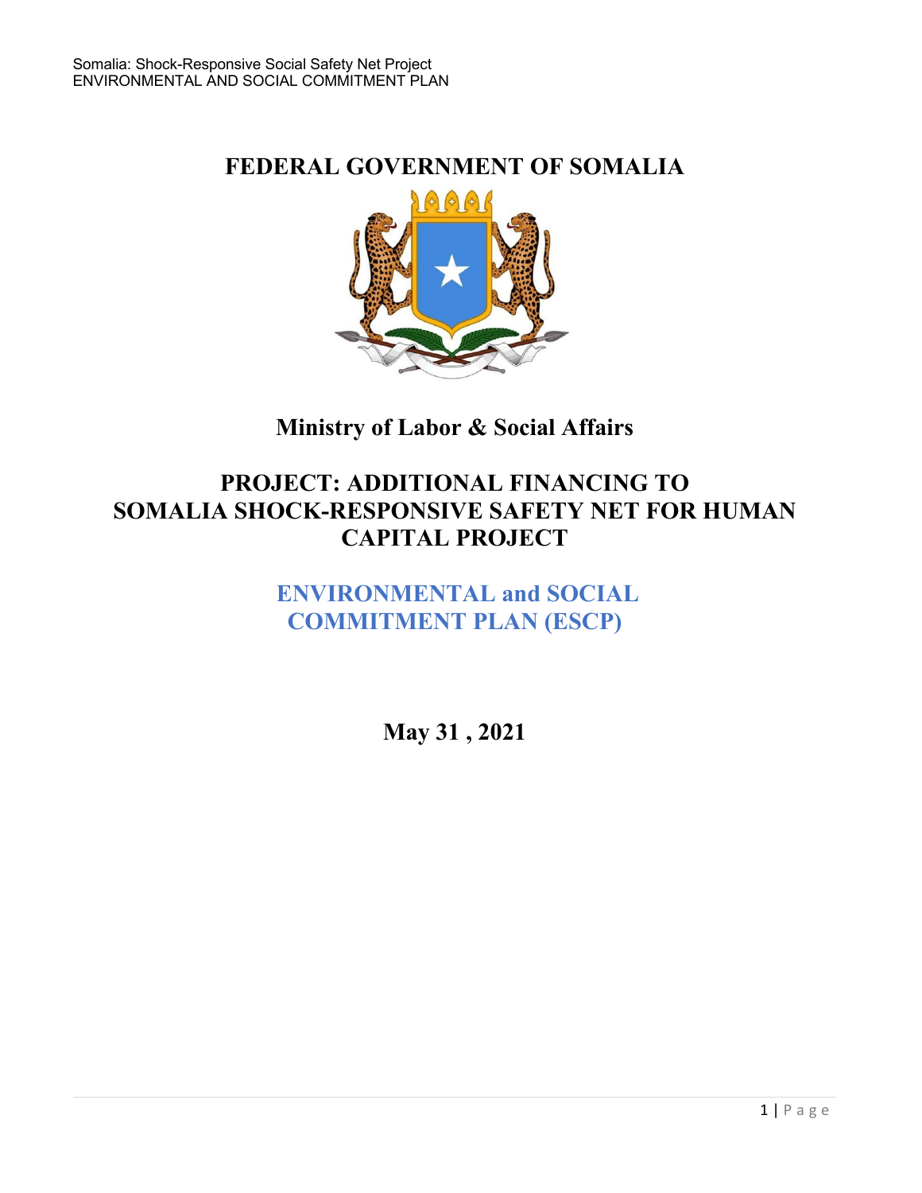# FEDERAL GOVERNMENT OF SOMALIA

## Ministry of Labor & Social Affairs

## PROJECT: ADDITIONAL FINANCING TO SOMALIA SHOCK-RESPONSIVE SAFETY NET FOR HUMAN CAPITAL PROJECT

## ENVIRONMENTAL and SOCIAL COMMITMENT PLAN (ESCP)

**May 31 , 2021**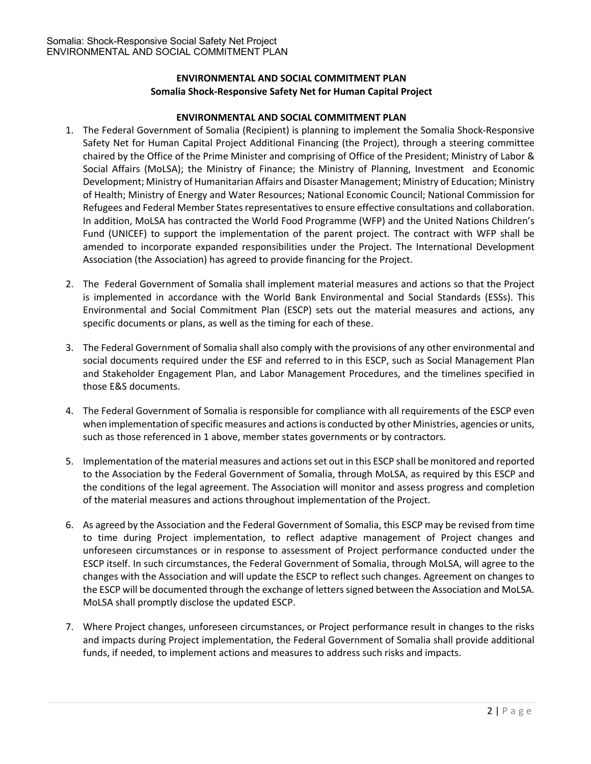**ENVIRONMENTAL AND SOCIAL COMMITMENT PLAN**
**Somalia Shock-Responsive Safety Net for Human Capital Project**

**ENVIRONMENTAL AND SOCIAL COMMITMENT PLAN**

1. The Federal Government of Somalia (Recipient) is planning to implement the Somalia Shock-Responsive Safety Net for Human Capital Project Additional Financing (the Project), through a steering committee chaired by the Office of the Prime Minister and comprising of Office of the President; Ministry of Labor & Social Affairs (MoLSA); the Ministry of Finance; the Ministry of Planning, Investment and Economic Development; Ministry of Humanitarian Affairs and Disaster Management; Ministry of Education; Ministry of Health; Ministry of Energy and Water Resources; National Economic Council; National Commission for Refugees and Federal Member States representatives to ensure effective consultations and collaboration. In addition, MoLSA has contracted the World Food Programme (WFP) and the United Nations Children's Fund (UNICEF) to support the implementation of the parent project. The contract with WFP shall be amended to incorporate expanded responsibilities under the Project. The International Development Association (the Association) has agreed to provide financing for the Project.

2. The Federal Government of Somalia shall implement material measures and actions so that the Project is implemented in accordance with the World Bank Environmental and Social Standards (ESSs). This Environmental and Social Commitment Plan (ESCP) sets out the material measures and actions, any specific documents or plans, as well as the timing for each of these.

3. The Federal Government of Somalia shall also comply with the provisions of any other environmental and social documents required under the ESF and referred to in this ESCP, such as Social Management Plan and Stakeholder Engagement Plan, and Labor Management Procedures, and the timelines specified in those E&S documents.

4. The Federal Government of Somalia is responsible for compliance with all requirements of the ESCP even when implementation of specific measures and actions is conducted by other Ministries, agencies or units, such as those referenced in 1 above, member states governments or by contractors.

5. Implementation of the material measures and actions set out in this ESCP shall be monitored and reported to the Association by the Federal Government of Somalia, through MoLSA, as required by this ESCP and the conditions of the legal agreement. The Association will monitor and assess progress and completion of the material measures and actions throughout implementation of the Project.

6. As agreed by the Association and the Federal Government of Somalia, this ESCP may be revised from time to time during Project implementation, to reflect adaptive management of Project changes and unforeseen circumstances or in response to assessment of Project performance conducted under the ESCP itself. In such circumstances, the Federal Government of Somalia, through MoLSA, will agree to the changes with the Association and will update the ESCP to reflect such changes. Agreement on changes to the ESCP will be documented through the exchange of letters signed between the Association and MoLSA. MoLSA shall promptly disclose the updated ESCP.

7. Where Project changes, unforeseen circumstances, or Project performance result in changes to the risks and impacts during Project implementation, the Federal Government of Somalia shall provide additional funds, if needed, to implement actions and measures to address such risks and impacts.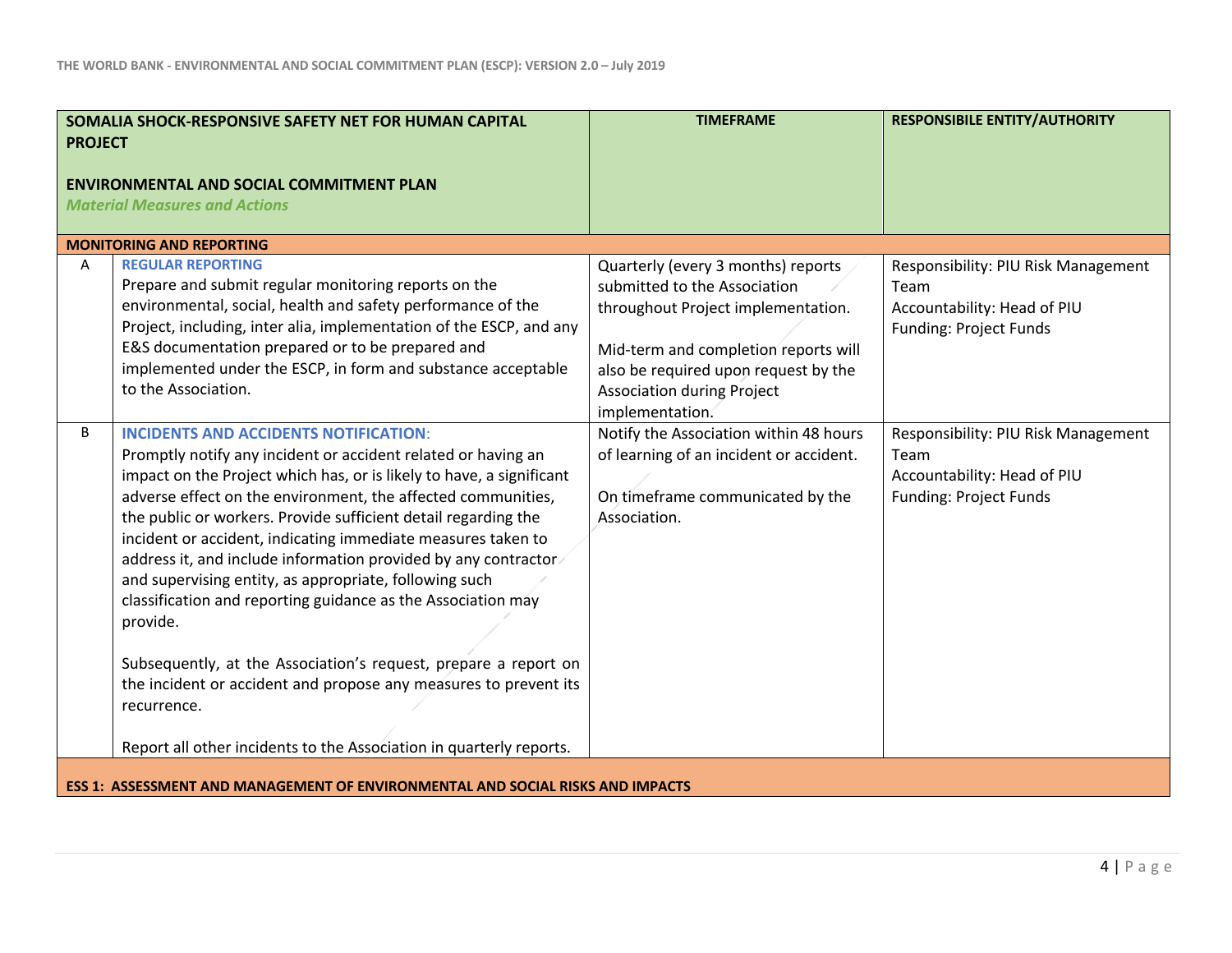| | SOMALIA SHOCK-RESPONSIVE SAFETY NET FOR HUMAN CAPITAL PROJECT<br><br>ENVIRONMENTAL AND SOCIAL COMMITMENT PLAN<br>*Material Measures and Actions* | TIMEFRAME | RESPONSIBILE ENTITY/AUTHORITY |
|---|---|---|---|
| **MONITORING AND REPORTING** | | | |
| A | **REGULAR REPORTING**<br>Prepare and submit regular monitoring reports on the environmental, social, health and safety performance of the Project, including, inter alia, implementation of the ESCP, and any E&S documentation prepared or to be prepared and implemented under the ESCP, in form and substance acceptable to the Association. | Quarterly (every 3 months) reports submitted to the Association throughout Project implementation.<br><br>Mid-term and completion reports will also be required upon request by the Association during Project implementation. | Responsibility: PIU Risk Management Team<br>Accountability: Head of PIU<br>Funding: Project Funds |
| B | **INCIDENTS AND ACCIDENTS NOTIFICATION**:<br>Promptly notify any incident or accident related or having an impact on the Project which has, or is likely to have, a significant adverse effect on the environment, the affected communities, the public or workers. Provide sufficient detail regarding the incident or accident, indicating immediate measures taken to address it, and include information provided by any contractor and supervising entity, as appropriate, following such classification and reporting guidance as the Association may provide.<br><br>Subsequently, at the Association's request, prepare a report on the incident or accident and propose any measures to prevent its recurrence.<br><br>Report all other incidents to the Association in quarterly reports. | Notify the Association within 48 hours of learning of an incident or accident.<br><br>On timeframe communicated by the Association. | Responsibility: PIU Risk Management Team<br>Accountability: Head of PIU<br>Funding: Project Funds |
| **ESS 1: ASSESSMENT AND MANAGEMENT OF ENVIRONMENTAL AND SOCIAL RISKS AND IMPACTS** | | | |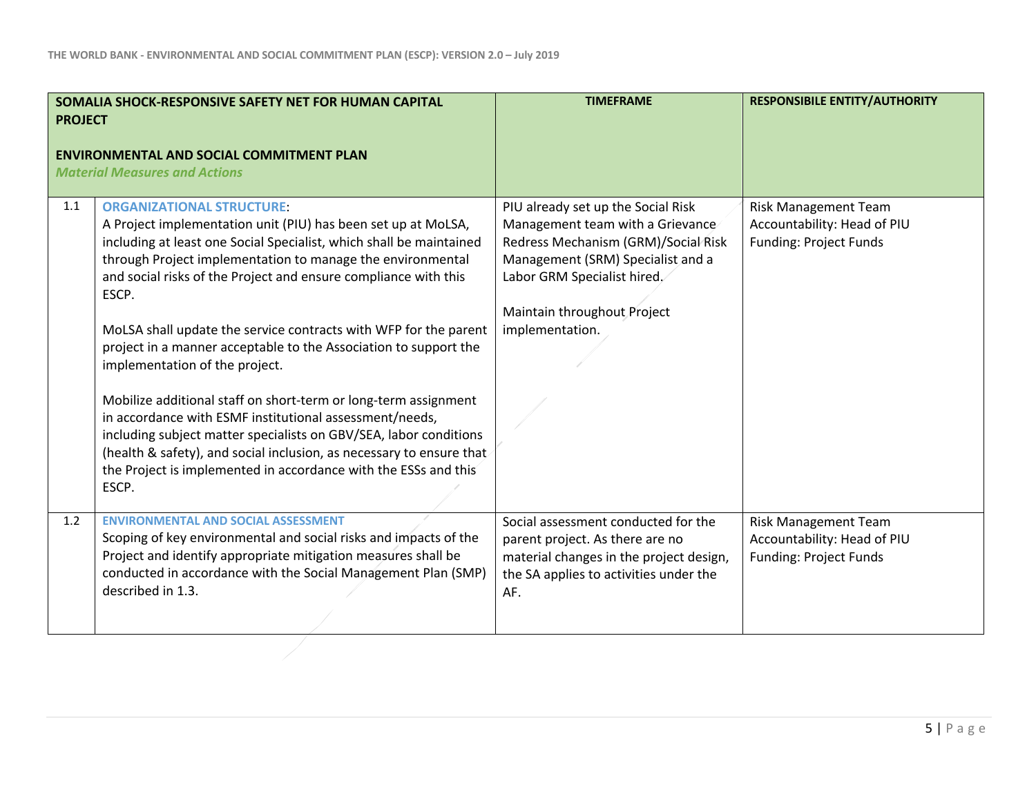| | SOMALIA SHOCK-RESPONSIVE SAFETY NET FOR HUMAN CAPITAL PROJECT<br><br>ENVIRONMENTAL AND SOCIAL COMMITMENT PLAN<br>*Material Measures and Actions* | TIMEFRAME | RESPONSIBILE ENTITY/AUTHORITY |
|---|---|---|---|
| 1.1 | **ORGANIZATIONAL STRUCTURE**:<br>A Project implementation unit (PIU) has been set up at MoLSA, including at least one Social Specialist, which shall be maintained through Project implementation to manage the environmental and social risks of the Project and ensure compliance with this ESCP.<br><br>MoLSA shall update the service contracts with WFP for the parent project in a manner acceptable to the Association to support the implementation of the project.<br><br>Mobilize additional staff on short-term or long-term assignment in accordance with ESMF institutional assessment/needs, including subject matter specialists on GBV/SEA, labor conditions (health & safety), and social inclusion, as necessary to ensure that the Project is implemented in accordance with the ESSs and this ESCP. | PIU already set up the Social Risk Management team with a Grievance Redress Mechanism (GRM)/Social Risk Management (SRM) Specialist and a Labor GRM Specialist hired.<br><br>Maintain throughout Project implementation. | Risk Management Team<br>Accountability: Head of PIU<br>Funding: Project Funds |
| 1.2 | **ENVIRONMENTAL AND SOCIAL ASSESSMENT**<br>Scoping of key environmental and social risks and impacts of the Project and identify appropriate mitigation measures shall be conducted in accordance with the Social Management Plan (SMP) described in 1.3. | Social assessment conducted for the parent project. As there are no material changes in the project design, the SA applies to activities under the AF. | Risk Management Team<br>Accountability: Head of PIU<br>Funding: Project Funds |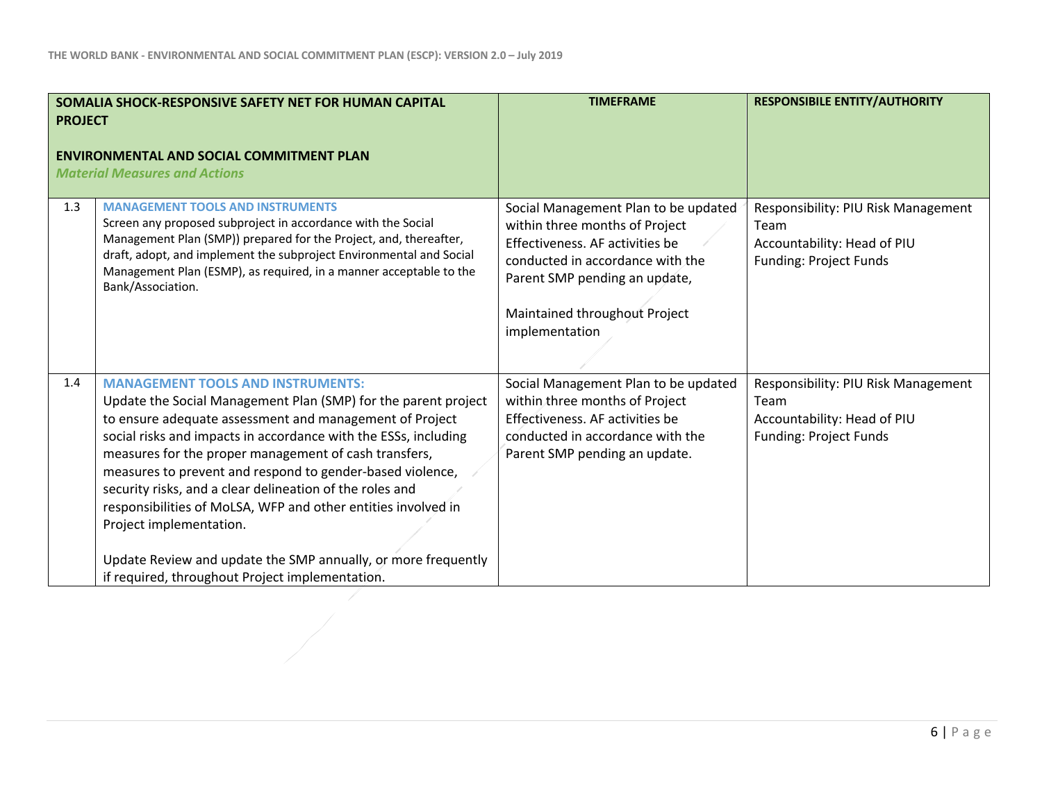| SOMALIA SHOCK-RESPONSIVE SAFETY NET FOR HUMAN CAPITAL PROJECT<br><br>ENVIRONMENTAL AND SOCIAL COMMITMENT PLAN<br>*Material Measures and Actions* | | TIMEFRAME | RESPONSIBILE ENTITY/AUTHORITY |
|---|---|---|---|
| 1.3 | **MANAGEMENT TOOLS AND INSTRUMENTS**<br>Screen any proposed subproject in accordance with the Social Management Plan (SMP)) prepared for the Project, and, thereafter, draft, adopt, and implement the subproject Environmental and Social Management Plan (ESMP), as required, in a manner acceptable to the Bank/Association. | Social Management Plan to be updated within three months of Project Effectiveness. AF activities be conducted in accordance with the Parent SMP pending an update,<br><br>Maintained throughout Project implementation | Responsibility: PIU Risk Management Team<br>Accountability: Head of PIU<br>Funding: Project Funds |
| 1.4 | **MANAGEMENT TOOLS AND INSTRUMENTS:**<br>Update the Social Management Plan (SMP) for the parent project to ensure adequate assessment and management of Project social risks and impacts in accordance with the ESSs, including measures for the proper management of cash transfers, measures to prevent and respond to gender-based violence, security risks, and a clear delineation of the roles and responsibilities of MoLSA, WFP and other entities involved in Project implementation.<br><br>Update Review and update the SMP annually, or more frequently if required, throughout Project implementation. | Social Management Plan to be updated within three months of Project Effectiveness. AF activities be conducted in accordance with the Parent SMP pending an update. | Responsibility: PIU Risk Management Team<br>Accountability: Head of PIU<br>Funding: Project Funds |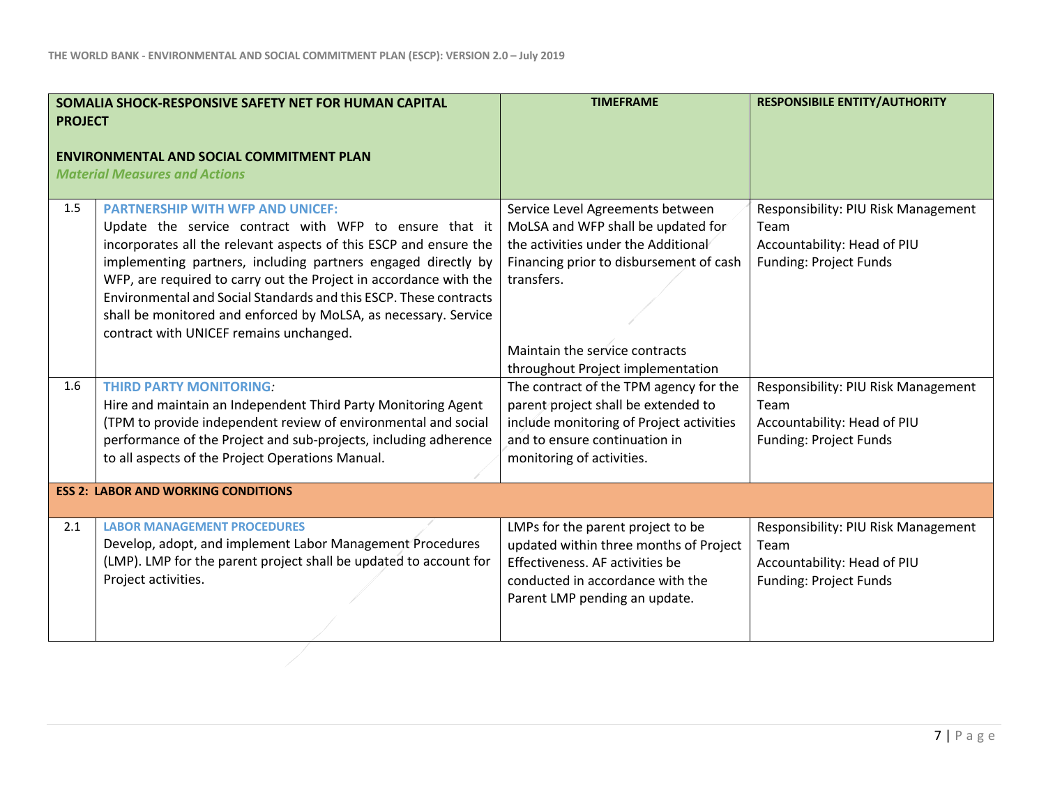| | SOMALIA SHOCK-RESPONSIVE SAFETY NET FOR HUMAN CAPITAL PROJECT<br><br>ENVIRONMENTAL AND SOCIAL COMMITMENT PLAN<br>*Material Measures and Actions* | TIMEFRAME | RESPONSIBILE ENTITY/AUTHORITY |
|---|---|---|---|
| 1.5 | **PARTNERSHIP WITH WFP AND UNICEF:**<br>Update the service contract with WFP to ensure that it incorporates all the relevant aspects of this ESCP and ensure the implementing partners, including partners engaged directly by WFP, are required to carry out the Project in accordance with the Environmental and Social Standards and this ESCP. These contracts shall be monitored and enforced by MoLSA, as necessary. Service contract with UNICEF remains unchanged. | Service Level Agreements between MoLSA and WFP shall be updated for the activities under the Additional Financing prior to disbursement of cash transfers.<br><br>Maintain the service contracts throughout Project implementation | Responsibility: PIU Risk Management Team<br>Accountability: Head of PIU<br>Funding: Project Funds |
| 1.6 | **THIRD PARTY MONITORING***:*<br>Hire and maintain an Independent Third Party Monitoring Agent (TPM to provide independent review of environmental and social performance of the Project and sub-projects, including adherence to all aspects of the Project Operations Manual. | The contract of the TPM agency for the parent project shall be extended to include monitoring of Project activities and to ensure continuation in monitoring of activities. | Responsibility: PIU Risk Management Team<br>Accountability: Head of PIU<br>Funding: Project Funds |
| **ESS 2: LABOR AND WORKING CONDITIONS** | | | |
| 2.1 | **LABOR MANAGEMENT PROCEDURES**<br>Develop, adopt, and implement Labor Management Procedures (LMP). LMP for the parent project shall be updated to account for Project activities. | LMPs for the parent project to be updated within three months of Project Effectiveness. AF activities be conducted in accordance with the Parent LMP pending an update. | Responsibility: PIU Risk Management Team<br>Accountability: Head of PIU<br>Funding: Project Funds |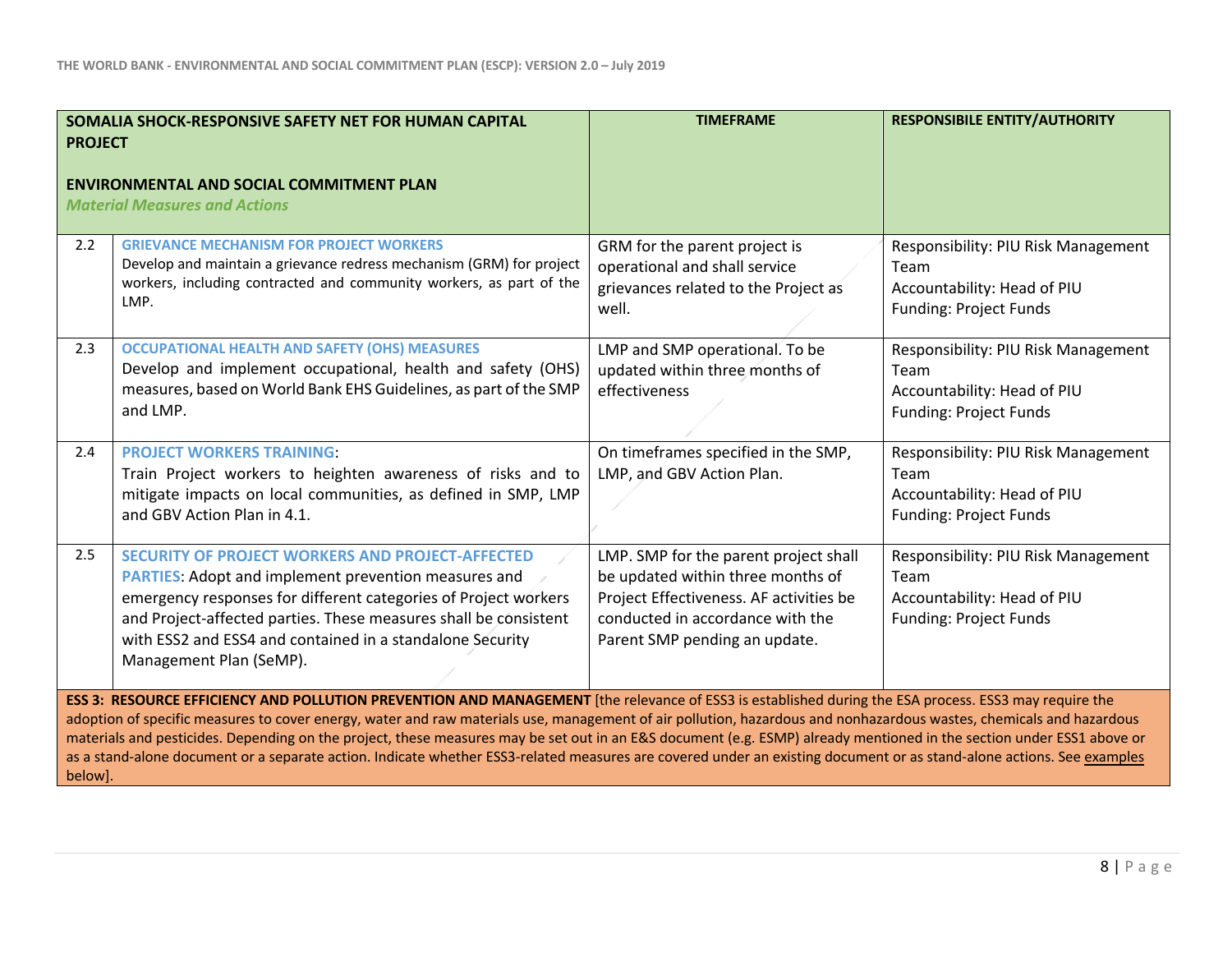| | SOMALIA SHOCK-RESPONSIVE SAFETY NET FOR HUMAN CAPITAL PROJECT<br><br>ENVIRONMENTAL AND SOCIAL COMMITMENT PLAN<br>*Material Measures and Actions* | TIMEFRAME | RESPONSIBILE ENTITY/AUTHORITY |
|---|---|---|---|
| 2.2 | **GRIEVANCE MECHANISM FOR PROJECT WORKERS**<br>Develop and maintain a grievance redress mechanism (GRM) for project workers, including contracted and community workers, as part of the LMP. | GRM for the parent project is operational and shall service grievances related to the Project as well. | Responsibility: PIU Risk Management Team<br>Accountability: Head of PIU<br>Funding: Project Funds |
| 2.3 | **OCCUPATIONAL HEALTH AND SAFETY (OHS) MEASURES**<br>Develop and implement occupational, health and safety (OHS) measures, based on World Bank EHS Guidelines, as part of the SMP and LMP. | LMP and SMP operational. To be updated within three months of effectiveness | Responsibility: PIU Risk Management Team<br>Accountability: Head of PIU<br>Funding: Project Funds |
| 2.4 | **PROJECT WORKERS TRAINING**:<br>Train Project workers to heighten awareness of risks and to mitigate impacts on local communities, as defined in SMP, LMP and GBV Action Plan in 4.1. | On timeframes specified in the SMP, LMP, and GBV Action Plan. | Responsibility: PIU Risk Management Team<br>Accountability: Head of PIU<br>Funding: Project Funds |
| 2.5 | **SECURITY OF PROJECT WORKERS AND PROJECT-AFFECTED PARTIES**: Adopt and implement prevention measures and emergency responses for different categories of Project workers and Project-affected parties. These measures shall be consistent with ESS2 and ESS4 and contained in a standalone Security Management Plan (SeMP). | LMP. SMP for the parent project shall be updated within three months of Project Effectiveness. AF activities be conducted in accordance with the Parent SMP pending an update. | Responsibility: PIU Risk Management Team<br>Accountability: Head of PIU<br>Funding: Project Funds |
| **ESS 3: RESOURCE EFFICIENCY AND POLLUTION PREVENTION AND MANAGEMENT** [the relevance of ESS3 is established during the ESA process. ESS3 may require the adoption of specific measures to cover energy, water and raw materials use, management of air pollution, hazardous and nonhazardous wastes, chemicals and hazardous materials and pesticides. Depending on the project, these measures may be set out in an E&S document (e.g. ESMP) already mentioned in the section under ESS1 above or as a stand-alone document or a separate action. Indicate whether ESS3-related measures are covered under an existing document or as stand-alone actions. See examples below]. | | | |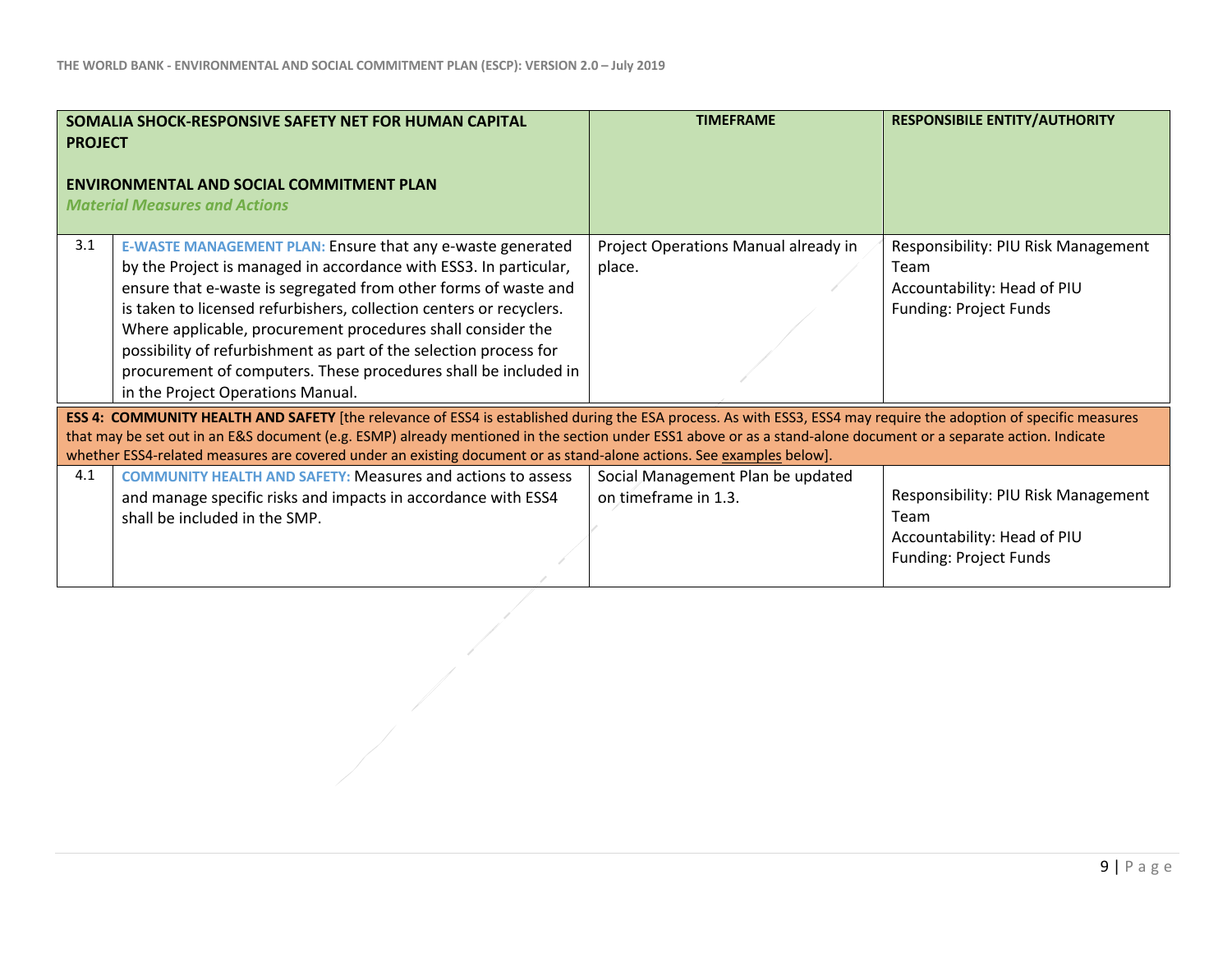| | SOMALIA SHOCK-RESPONSIVE SAFETY NET FOR HUMAN CAPITAL PROJECT<br><br>ENVIRONMENTAL AND SOCIAL COMMITMENT PLAN<br>*Material Measures and Actions* | TIMEFRAME | RESPONSIBILE ENTITY/AUTHORITY |
|---|---|---|---|
| 3.1 | **E-WASTE MANAGEMENT PLAN:** Ensure that any e-waste generated by the Project is managed in accordance with ESS3. In particular, ensure that e-waste is segregated from other forms of waste and is taken to licensed refurbishers, collection centers or recyclers. Where applicable, procurement procedures shall consider the possibility of refurbishment as part of the selection process for procurement of computers. These procedures shall be included in in the Project Operations Manual. | Project Operations Manual already in place. | Responsibility: PIU Risk Management Team<br>Accountability: Head of PIU<br>Funding: Project Funds |
| **ESS 4: COMMUNITY HEALTH AND SAFETY** [the relevance of ESS4 is established during the ESA process. As with ESS3, ESS4 may require the adoption of specific measures that may be set out in an E&S document (e.g. ESMP) already mentioned in the section under ESS1 above or as a stand-alone document or a separate action. Indicate whether ESS4-related measures are covered under an existing document or as stand-alone actions. See examples below]. | | | |
| 4.1 | **COMMUNITY HEALTH AND SAFETY:** Measures and actions to assess and manage specific risks and impacts in accordance with ESS4 shall be included in the SMP. | Social Management Plan be updated on timeframe in 1.3. | Responsibility: PIU Risk Management Team<br>Accountability: Head of PIU<br>Funding: Project Funds |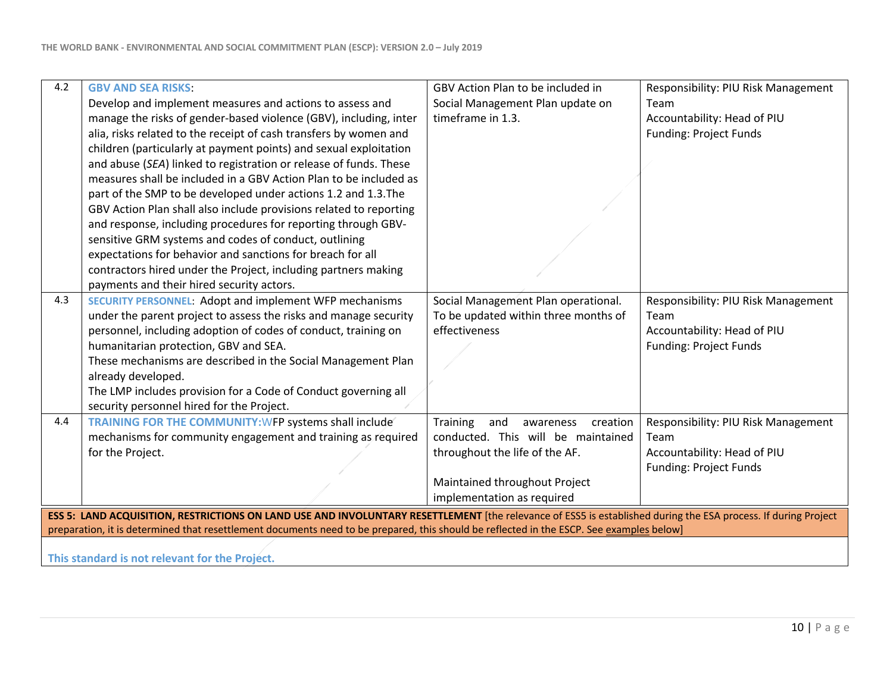| | | | |
|---|---|---|---|
| 4.2 | **GBV AND SEA RISKS**: Develop and implement measures and actions to assess and manage the risks of gender-based violence (GBV), including, inter alia, risks related to the receipt of cash transfers by women and children (particularly at payment points) and sexual exploitation and abuse (*SEA*) linked to registration or release of funds. These measures shall be included in a GBV Action Plan to be included as part of the SMP to be developed under actions 1.2 and 1.3.The GBV Action Plan shall also include provisions related to reporting and response, including procedures for reporting through GBV-sensitive GRM systems and codes of conduct, outlining expectations for behavior and sanctions for breach for all contractors hired under the Project, including partners making payments and their hired security actors. | GBV Action Plan to be included in Social Management Plan update on timeframe in 1.3. | Responsibility: PIU Risk Management Team<br>Accountability: Head of PIU<br>Funding: Project Funds |
| 4.3 | **SECURITY PERSONNEL**: Adopt and implement WFP mechanisms under the parent project to assess the risks and manage security personnel, including adoption of codes of conduct, training on humanitarian protection, GBV and SEA.<br>These mechanisms are described in the Social Management Plan already developed.<br>The LMP includes provision for a Code of Conduct governing all security personnel hired for the Project. | Social Management Plan operational. To be updated within three months of effectiveness | Responsibility: PIU Risk Management Team<br>Accountability: Head of PIU<br>Funding: Project Funds |
| 4.4 | **TRAINING FOR THE COMMUNITY:** WFP systems shall include mechanisms for community engagement and training as required for the Project. | Training and awareness creation conducted. This will be maintained throughout the life of the AF.<br><br>Maintained throughout Project implementation as required | Responsibility: PIU Risk Management Team<br>Accountability: Head of PIU<br>Funding: Project Funds |
| **ESS 5: LAND ACQUISITION, RESTRICTIONS ON LAND USE AND INVOLUNTARY RESETTLEMENT** [the relevance of ESS5 is established during the ESA process. If during Project preparation, it is determined that resettlement documents need to be prepared, this should be reflected in the ESCP. See examples below] | | | |
| **This standard is not relevant for the Project.** | | | |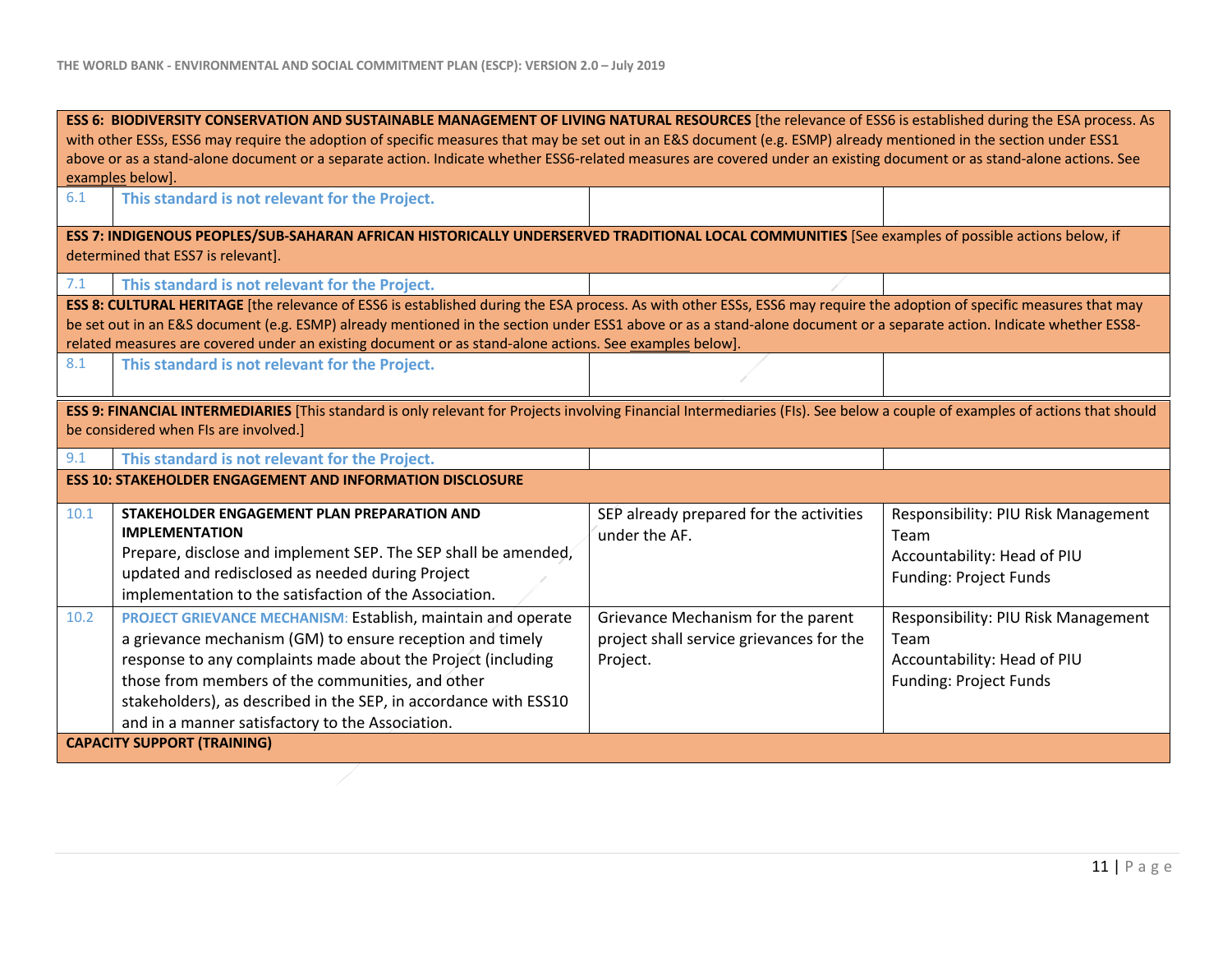| | | | |
|---|---|---|---|
| **ESS 6: BIODIVERSITY CONSERVATION AND SUSTAINABLE MANAGEMENT OF LIVING NATURAL RESOURCES** [the relevance of ESS6 is established during the ESA process. As with other ESSs, ESS6 may require the adoption of specific measures that may be set out in an E&S document (e.g. ESMP) already mentioned in the section under ESS1 above or as a stand-alone document or a separate action. Indicate whether ESS6-related measures are covered under an existing document or as stand-alone actions. See examples below]. | | | |
| 6.1 | **This standard is not relevant for the Project.** | | |
| **ESS 7: INDIGENOUS PEOPLES/SUB-SAHARAN AFRICAN HISTORICALLY UNDERSERVED TRADITIONAL LOCAL COMMUNITIES** [See examples of possible actions below, if determined that ESS7 is relevant]. | | | |
| 7.1 | **This standard is not relevant for the Project.** | | |
| **ESS 8: CULTURAL HERITAGE** [the relevance of ESS6 is established during the ESA process. As with other ESSs, ESS6 may require the adoption of specific measures that may be set out in an E&S document (e.g. ESMP) already mentioned in the section under ESS1 above or as a stand-alone document or a separate action. Indicate whether ESS8-related measures are covered under an existing document or as stand-alone actions. See examples below]. | | | |
| 8.1 | **This standard is not relevant for the Project.** | | |
| **ESS 9: FINANCIAL INTERMEDIARIES** [This standard is only relevant for Projects involving Financial Intermediaries (FIs). See below a couple of examples of actions that should be considered when FIs are involved.] | | | |
| 9.1 | **This standard is not relevant for the Project.** | | |
| **ESS 10: STAKEHOLDER ENGAGEMENT AND INFORMATION DISCLOSURE** | | | |
| 10.1 | **STAKEHOLDER ENGAGEMENT PLAN PREPARATION AND IMPLEMENTATION**<br>Prepare, disclose and implement SEP. The SEP shall be amended, updated and redisclosed as needed during Project implementation to the satisfaction of the Association. | SEP already prepared for the activities under the AF. | Responsibility: PIU Risk Management Team<br>Accountability: Head of PIU<br>Funding: Project Funds |
| 10.2 | PROJECT GRIEVANCE MECHANISM: Establish, maintain and operate a grievance mechanism (GM) to ensure reception and timely response to any complaints made about the Project (including those from members of the communities, and other stakeholders), as described in the SEP, in accordance with ESS10 and in a manner satisfactory to the Association. | Grievance Mechanism for the parent project shall service grievances for the Project. | Responsibility: PIU Risk Management Team<br>Accountability: Head of PIU<br>Funding: Project Funds |
| **CAPACITY SUPPORT (TRAINING)** | | | |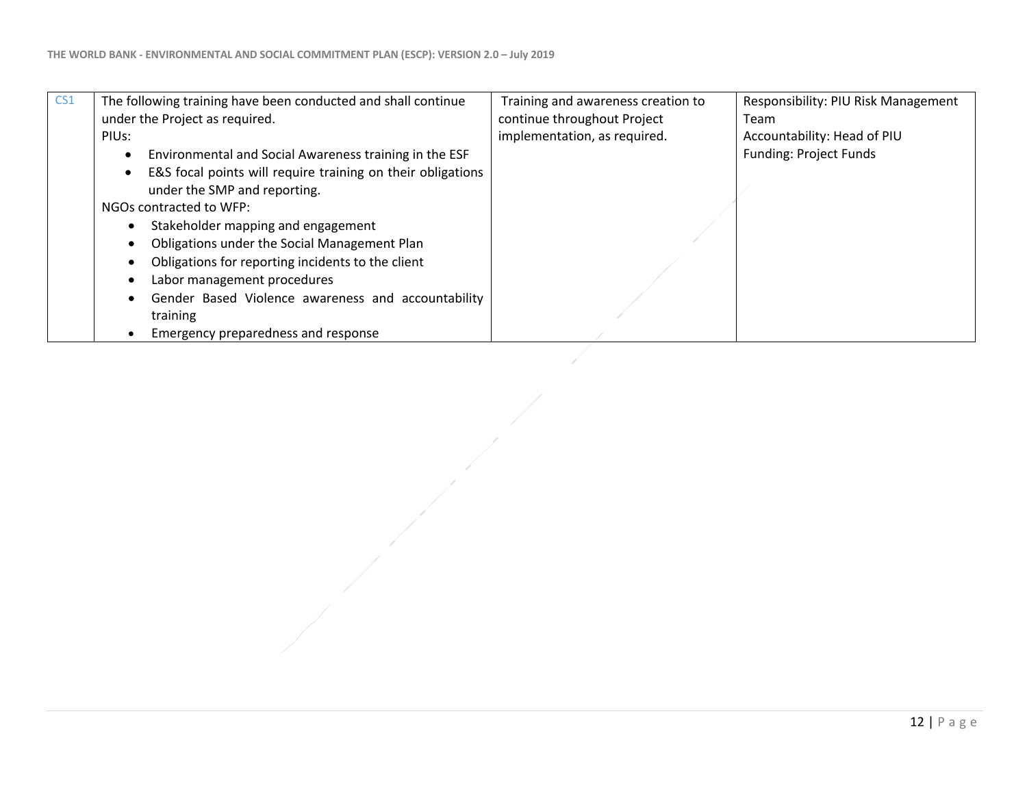| | | | |
|---|---|---|---|
| CS1 | The following training have been conducted and shall continue under the Project as required.<br>PIUs:<br>• Environmental and Social Awareness training in the ESF<br>• E&S focal points will require training on their obligations under the SMP and reporting.<br>NGOs contracted to WFP:<br>• Stakeholder mapping and engagement<br>• Obligations under the Social Management Plan<br>• Obligations for reporting incidents to the client<br>• Labor management procedures<br>• Gender Based Violence awareness and accountability training<br>• Emergency preparedness and response | Training and awareness creation to continue throughout Project implementation, as required. | Responsibility: PIU Risk Management Team<br>Accountability: Head of PIU<br>Funding: Project Funds |